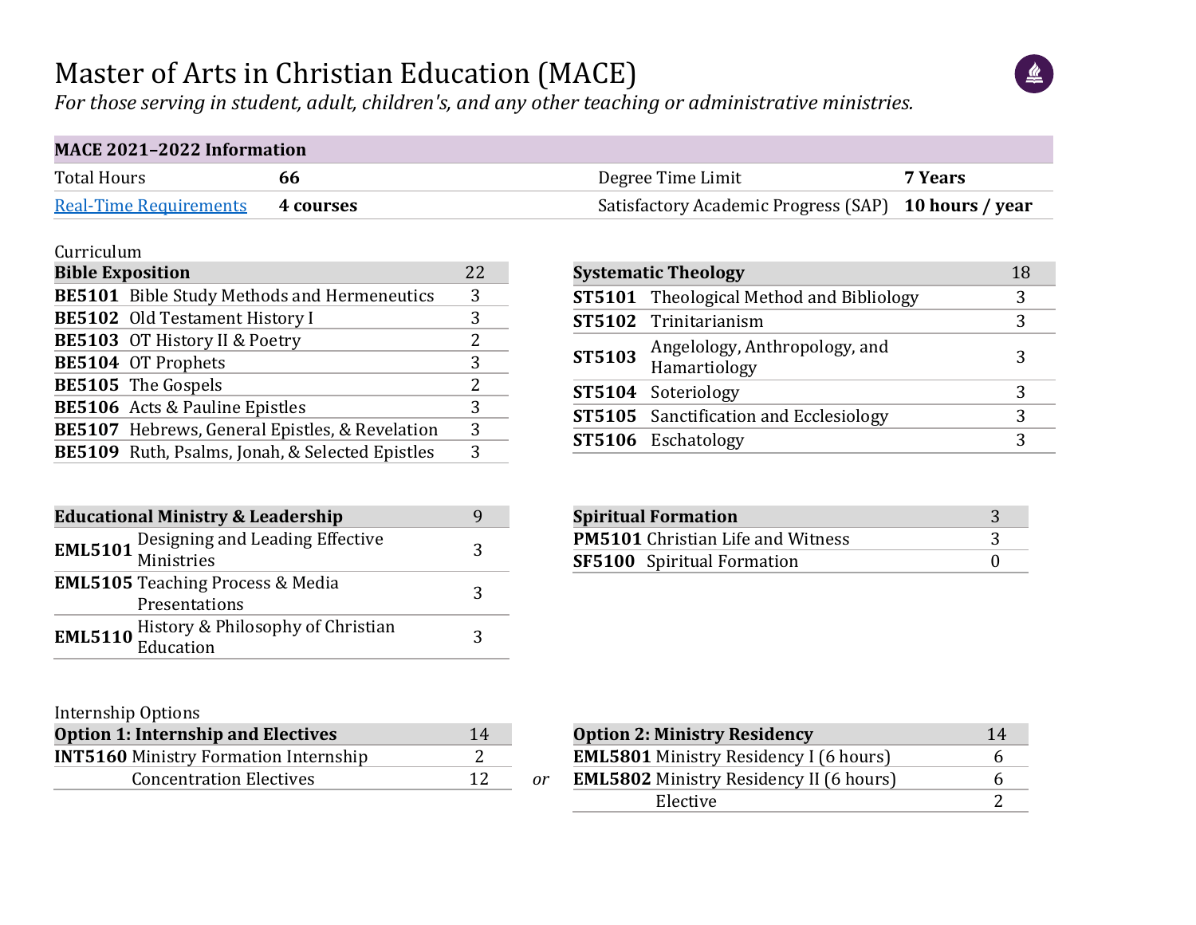# Master of Arts in Christian Education (MACE)

*For those serving in student, adult, children's, and any other teaching or administrative ministries.*

| MACE 2021–2022 Information | | | |
|---|---|---|---|
| Total Hours | **66** | Degree Time Limit | **7 Years** |
| Real-Time Requirements | **4 courses** | Satisfactory Academic Progress (SAP) | **10 hours / year** |

Curriculum

| **Bible Exposition** | | 22 |
|---|---|---|
| **BE5101** | Bible Study Methods and Hermeneutics | 3 |
| **BE5102** | Old Testament History I | 3 |
| **BE5103** | OT History II & Poetry | 2 |
| **BE5104** | OT Prophets | 3 |
| **BE5105** | The Gospels | 2 |
| **BE5106** | Acts & Pauline Epistles | 3 |
| **BE5107** | Hebrews, General Epistles, & Revelation | 3 |
| **BE5109** | Ruth, Psalms, Jonah, & Selected Epistles | 3 |

| **Systematic Theology** | | 18 |
|---|---|---|
| **ST5101** | Theological Method and Bibliology | 3 |
| **ST5102** | Trinitarianism | 3 |
| **ST5103** | Angelology, Anthropology, and Hamartiology | 3 |
| **ST5104** | Soteriology | 3 |
| **ST5105** | Sanctification and Ecclesiology | 3 |
| **ST5106** | Eschatology | 3 |

| **Educational Ministry & Leadership** | | 9 |
|---|---|---|
| **EML5101** | Designing and Leading Effective Ministries | 3 |
| **EML5105** | Teaching Process & Media Presentations | 3 |
| **EML5110** | History & Philosophy of Christian Education | 3 |

| **Spiritual Formation** | | 3 |
|---|---|---|
| **PM5101** | Christian Life and Witness | 3 |
| **SF5100** | Spiritual Formation | 0 |

Internship Options

| **Option 1: Internship and Electives** | | 14 |
|---|---|---|
| **INT5160** | Ministry Formation Internship | 2 |
| | Concentration Electives | 12 |

*or*

| **Option 2: Ministry Residency** | | 14 |
|---|---|---|
| **EML5801** | Ministry Residency I (6 hours) | 6 |
| **EML5802** | Ministry Residency II (6 hours) | 6 |
| | Elective | 2 |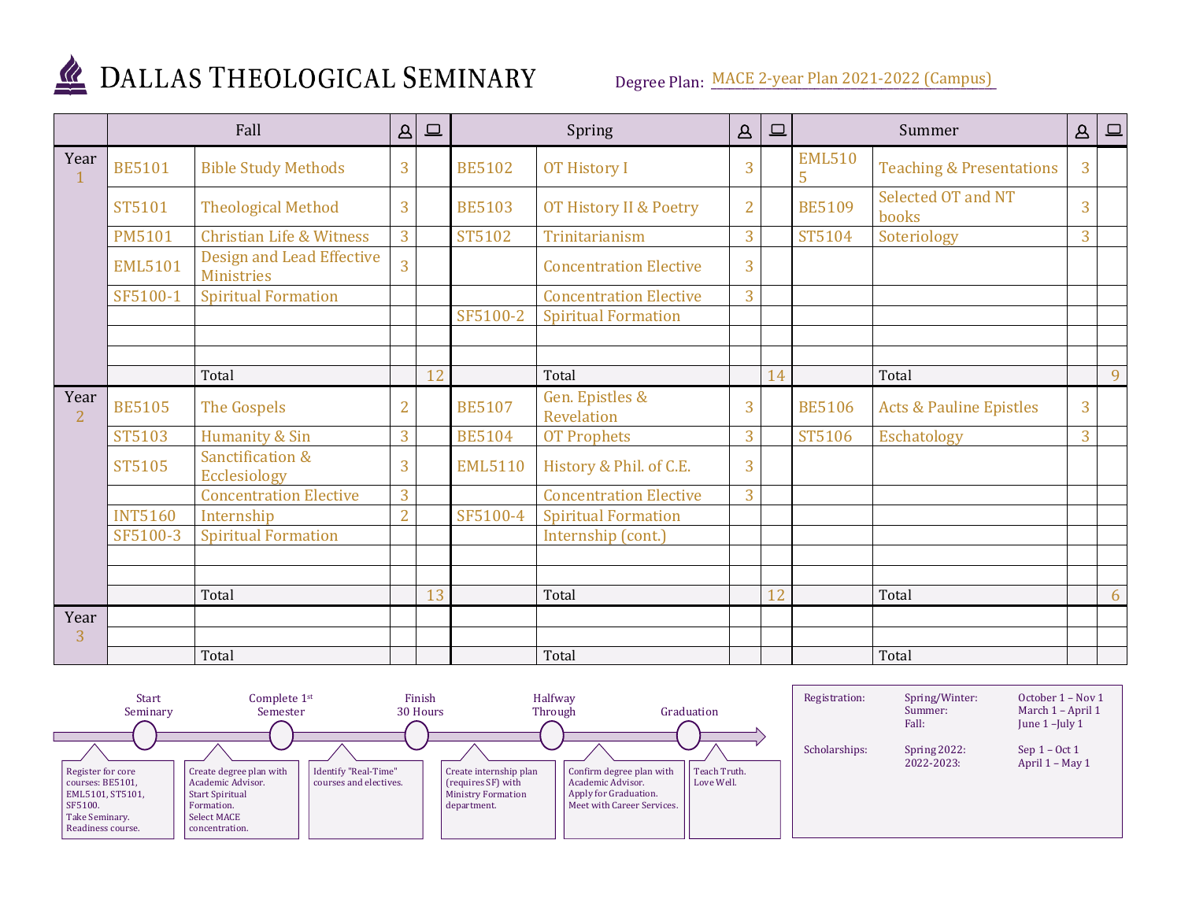# Dallas Theological Seminary

Degree Plan: MACE 2-year Plan 2021-2022 (Campus)

| | Fall | | 👤 | 💻 | Spring | | 👤 | 💻 | Summer | | 👤 | 💻 |
|---|---|---|---|---|---|---|---|---|---|---|---|---|
| Year 1 | BE5101 | Bible Study Methods | 3 | | BE5102 | OT History I | 3 | | EML5105 | Teaching & Presentations | 3 | |
| | ST5101 | Theological Method | 3 | | BE5103 | OT History II & Poetry | 2 | | BE5109 | Selected OT and NT books | 3 | |
| | PM5101 | Christian Life & Witness | 3 | | ST5102 | Trinitarianism | 3 | | ST5104 | Soteriology | 3 | |
| | EML5101 | Design and Lead Effective Ministries | 3 | | | Concentration Elective | 3 | | | | | |
| | SF5100-1 | Spiritual Formation | | | | Concentration Elective | 3 | | | | | |
| | | | | | SF5100-2 | Spiritual Formation | | | | | | |
| | | | | | | | | | | | | |
| | | | | | | | | | | | | |
| | | Total | | 12 | | Total | | 14 | | Total | | 9 |
| Year 2 | BE5105 | The Gospels | 2 | | BE5107 | Gen. Epistles & Revelation | 3 | | BE5106 | Acts & Pauline Epistles | 3 | |
| | ST5103 | Humanity & Sin | 3 | | BE5104 | OT Prophets | 3 | | ST5106 | Eschatology | 3 | |
| | ST5105 | Sanctification & Ecclesiology | 3 | | EML5110 | History & Phil. of C.E. | 3 | | | | | |
| | | Concentration Elective | 3 | | | Concentration Elective | 3 | | | | | |
| | INT5160 | Internship | 2 | | SF5100-4 | Spiritual Formation | | | | | | |
| | SF5100-3 | Spiritual Formation | | | | Internship (cont.) | | | | | | |
| | | | | | | | | | | | | |
| | | | | | | | | | | | | |
| | | Total | | 13 | | Total | | 12 | | Total | | 6 |
| Year 3 | | | | | | | | | | | | |
| | | | | | | | | | | | | |
| | | Total | | | | Total | | | | Total | | |

**Start Seminary:** Register for core courses: BE5101, EML5101, ST5101, SF5100. Take Seminary. Readiness course.

**Complete 1st Semester:** Create degree plan with Academic Advisor. Start Spiritual Formation. Select MACE concentration.

**Finish 30 Hours:** Identify "Real-Time" courses and electives.

**Halfway Through:** Create internship plan (requires SF) with Ministry Formation department.

**Graduation:** Confirm degree plan with Academic Advisor. Apply for Graduation. Meet with Career Services.

Teach Truth. Love Well.

| | | |
|---|---|---|
| Registration: | Spring/Winter: | October 1 – Nov 1 |
| | Summer: | March 1 – April 1 |
| | Fall: | June 1 –July 1 |
| Scholarships: | Spring 2022: | Sep 1 – Oct 1 |
| | 2022-2023: | April 1 – May 1 |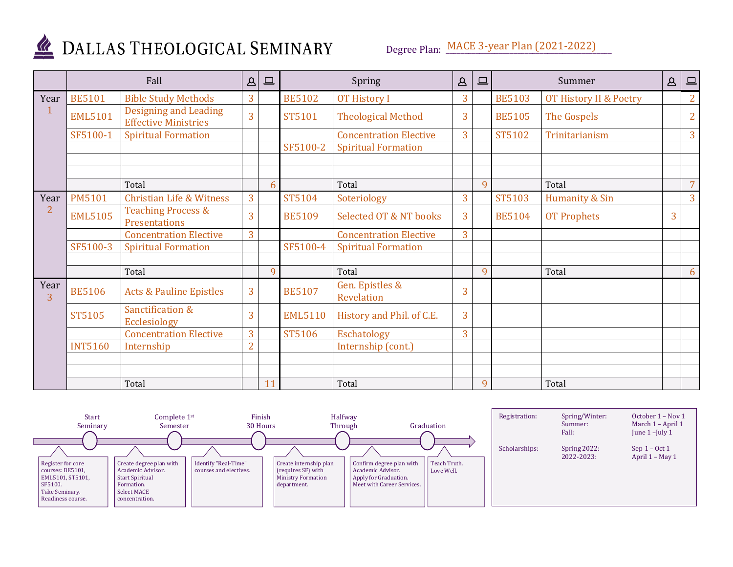# Dallas Theological Seminary

Degree Plan: MACE 3-year Plan (2021-2022)

| | Fall | | In-person | Online | Spring | | In-person | Online | Summer | | In-person | Online |
|---|---|---|---|---|---|---|---|---|---|---|---|---|
| Year 1 | BE5101 | Bible Study Methods | 3 | | BE5102 | OT History I | 3 | | BE5103 | OT History II & Poetry | | 2 |
| | EML5101 | Designing and Leading Effective Ministries | 3 | | ST5101 | Theological Method | 3 | | BE5105 | The Gospels | | 2 |
| | SF5100-1 | Spiritual Formation | | | | Concentration Elective | 3 | | ST5102 | Trinitarianism | | 3 |
| | | | | | SF5100-2 | Spiritual Formation | | | | | | |
| | | Total | | 6 | | Total | | 9 | | Total | | 7 |
| Year 2 | PM5101 | Christian Life & Witness | 3 | | ST5104 | Soteriology | 3 | | ST5103 | Humanity & Sin | | 3 |
| | EML5105 | Teaching Process & Presentations | 3 | | BE5109 | Selected OT & NT books | 3 | | BE5104 | OT Prophets | 3 | |
| | | Concentration Elective | 3 | | | Concentration Elective | 3 | | | | | |
| | SF5100-3 | Spiritual Formation | | | SF5100-4 | Spiritual Formation | | | | | | |
| | | Total | | 9 | | Total | | 9 | | Total | | 6 |
| Year 3 | BE5106 | Acts & Pauline Epistles | 3 | | BE5107 | Gen. Epistles & Revelation | 3 | | | | | |
| | ST5105 | Sanctification & Ecclesiology | 3 | | EML5110 | History and Phil. of C.E. | 3 | | | | | |
| | | Concentration Elective | 3 | | ST5106 | Eschatology | 3 | | | | | |
| | INT5160 | Internship | 2 | | | Internship (cont.) | | | | | | |
| | | Total | | 11 | | Total | | 9 | | Total | | |

**Timeline**

- **Start Seminary** — Register for core courses: BE5101, EML5101, ST5101, SF5100. Take Seminary. Readiness course.
- **Complete 1st Semester** — Create degree plan with Academic Advisor. Start Spiritual Formation. Select MACE concentration.
- **Finish 30 Hours** — Identify "Real-Time" courses and electives.
- **Halfway Through** — Create internship plan (requires SF) with Ministry Formation department.
- Confirm degree plan with Academic Advisor. Apply for Graduation. Meet with Career Services.
- **Graduation** — Teach Truth. Love Well.

| | | |
|---|---|---|
| Registration: | Spring/Winter: | October 1 – Nov 1 |
| | Summer: | March 1 – April 1 |
| | Fall: | June 1 –July 1 |
| Scholarships: | Spring 2022: | Sep 1 – Oct 1 |
| | 2022-2023: | April 1 – May 1 |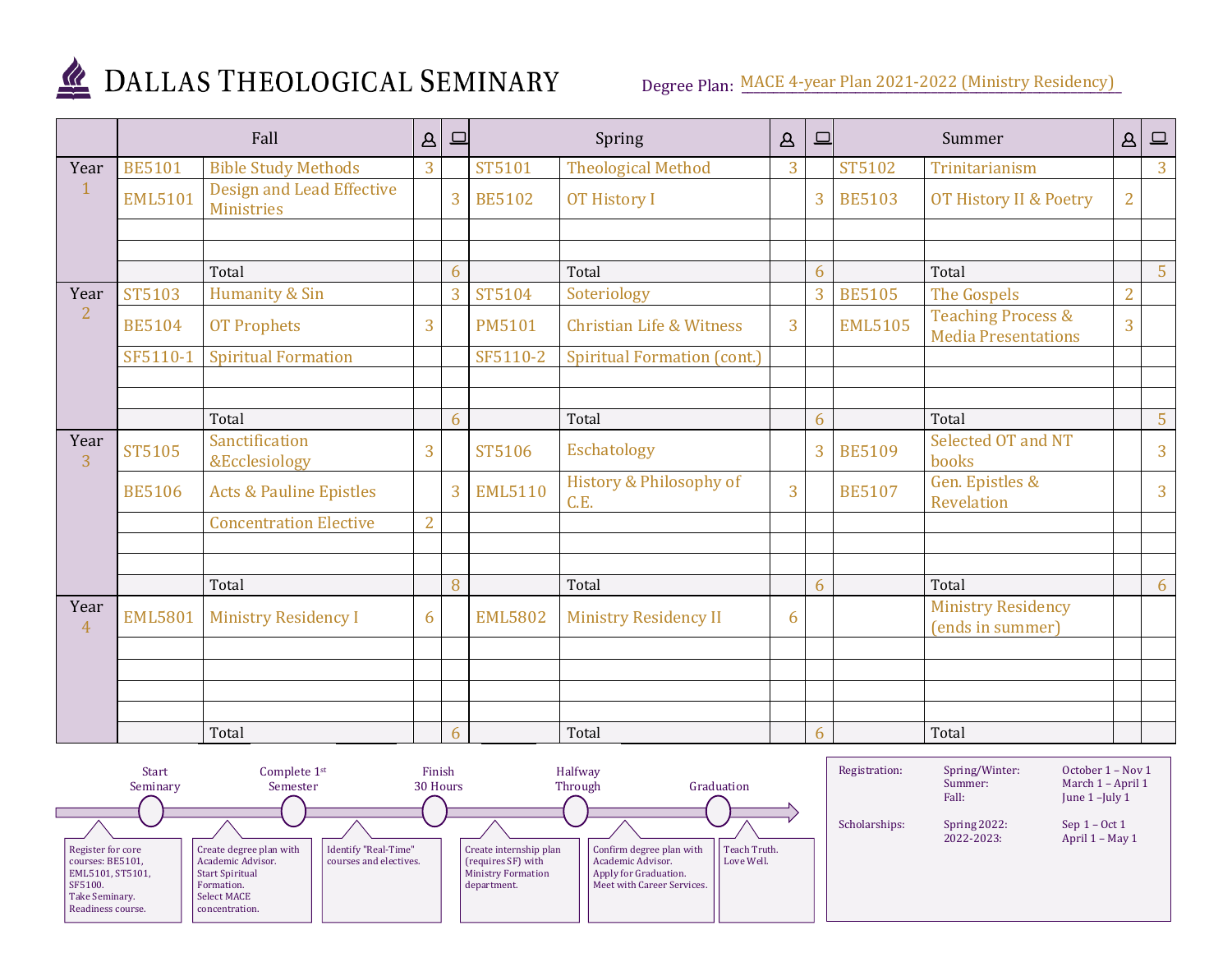# DALLAS THEOLOGICAL SEMINARY

Degree Plan: MACE 4-year Plan 2021-2022 (Ministry Residency)

| | Fall | | 👤 | 💻 | Spring | | 👤 | 💻 | Summer | | 👤 | 💻 |
|---|---|---|---|---|---|---|---|---|---|---|---|---|
| Year 1 | BE5101 | Bible Study Methods | 3 | | ST5101 | Theological Method | 3 | | ST5102 | Trinitarianism | | 3 |
| | EML5101 | Design and Lead Effective Ministries | | 3 | BE5102 | OT History I | | 3 | BE5103 | OT History II & Poetry | 2 | |
| | | | | | | | | | | | | |
| | | | | | | | | | | | | |
| | | Total | | 6 | | Total | | 6 | | Total | | 5 |
| Year 2 | ST5103 | Humanity & Sin | | 3 | ST5104 | Soteriology | | 3 | BE5105 | The Gospels | 2 | |
| | BE5104 | OT Prophets | 3 | | PM5101 | Christian Life & Witness | 3 | | EML5105 | Teaching Process & Media Presentations | 3 | |
| | SF5110-1 | Spiritual Formation | | | SF5110-2 | Spiritual Formation (cont.) | | | | | | |
| | | | | | | | | | | | | |
| | | | | | | | | | | | | |
| | | Total | | 6 | | Total | | 6 | | Total | | 5 |
| Year 3 | ST5105 | Sanctification &Ecclesiology | 3 | | ST5106 | Eschatology | | 3 | BE5109 | Selected OT and NT books | | 3 |
| | BE5106 | Acts & Pauline Epistles | | 3 | EML5110 | History & Philosophy of C.E. | 3 | | BE5107 | Gen. Epistles & Revelation | | 3 |
| | | Concentration Elective | 2 | | | | | | | | | |
| | | | | | | | | | | | | |
| | | | | | | | | | | | | |
| | | Total | | 8 | | Total | | 6 | | Total | | 6 |
| Year 4 | EML5801 | Ministry Residency I | 6 | | EML5802 | Ministry Residency II | 6 | | | Ministry Residency (ends in summer) | | |
| | | | | | | | | | | | | |
| | | | | | | | | | | | | |
| | | | | | | | | | | | | |
| | | | | | | | | | | | | |
| | | Total | | 6 | | Total | | 6 | | Total | | |

**Start Seminary**
Register for core courses: BE5101, EML5101, ST5101, SF5100.
Take Seminary. Readiness course.

**Complete 1st Semester**
Create degree plan with Academic Advisor.
Start Spiritual Formation.
Select MACE concentration.

**Finish 30 Hours**
Identify "Real-Time" courses and electives.

**Halfway Through**
Create internship plan (requires SF) with Ministry Formation department.

Confirm degree plan with Academic Advisor.
Apply for Graduation.
Meet with Career Services.

**Graduation**
Teach Truth. Love Well.

| | | |
|---|---|---|
| Registration: | Spring/Winter: | October 1 – Nov 1 |
| | Summer: | March 1 – April 1 |
| | Fall: | June 1 –July 1 |
| Scholarships: | Spring 2022: | Sep 1 – Oct 1 |
| | 2022-2023: | April 1 – May 1 |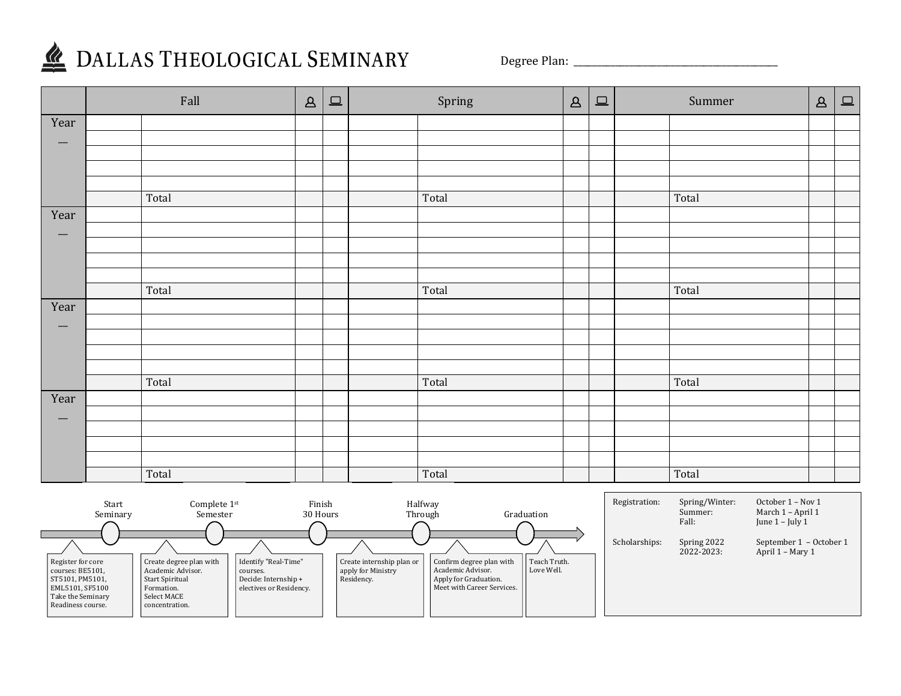# DALLAS THEOLOGICAL SEMINARY

Degree Plan: ____________________________________

| | Fall | | 👤 | 💻 | Spring | | 👤 | 💻 | Summer | | 👤 | 💻 |
|---|---|---|---|---|---|---|---|---|---|---|---|---|
| Year __ | | | | | | | | | | | | |
| | | | | | | | | | | | | |
| | | | | | | | | | | | | |
| | | | | | | | | | | | | |
| | | | | | | | | | | | | |
| | | Total | | | | Total | | | | Total | | |
| Year __ | | | | | | | | | | | | |
| | | | | | | | | | | | | |
| | | | | | | | | | | | | |
| | | | | | | | | | | | | |
| | | | | | | | | | | | | |
| | | Total | | | | Total | | | | Total | | |
| Year __ | | | | | | | | | | | | |
| | | | | | | | | | | | | |
| | | | | | | | | | | | | |
| | | | | | | | | | | | | |
| | | | | | | | | | | | | |
| | | Total | | | | Total | | | | Total | | |
| Year __ | | | | | | | | | | | | |
| | | | | | | | | | | | | |
| | | | | | | | | | | | | |
| | | | | | | | | | | | | |
| | | | | | | | | | | | | |
| | | Total | | | | Total | | | | Total | | |

Start Seminary

Register for core courses: BE5101, ST5101, PM5101, EML5101, SF5100
Take the Seminary Readiness course.

Complete 1st Semester

Create degree plan with Academic Advisor.
Start Spiritual Formation.
Select MACE concentration.

Finish 30 Hours

Identify "Real-Time" courses.
Decide: Internship + electives or Residency.

Halfway Through

Create internship plan or apply for Ministry Residency.

Confirm degree plan with Academic Advisor.
Apply for Graduation.
Meet with Career Services.

Graduation

Teach Truth.
Love Well.

| | | |
|---|---|---|
| Registration: | Spring/Winter: | October 1 – Nov 1 |
| | Summer: | March 1 – April 1 |
| | Fall: | June 1 – July 1 |
| Scholarships: | Spring 2022 | September 1 – October 1 |
| | 2022-2023: | April 1 – Mary 1 |